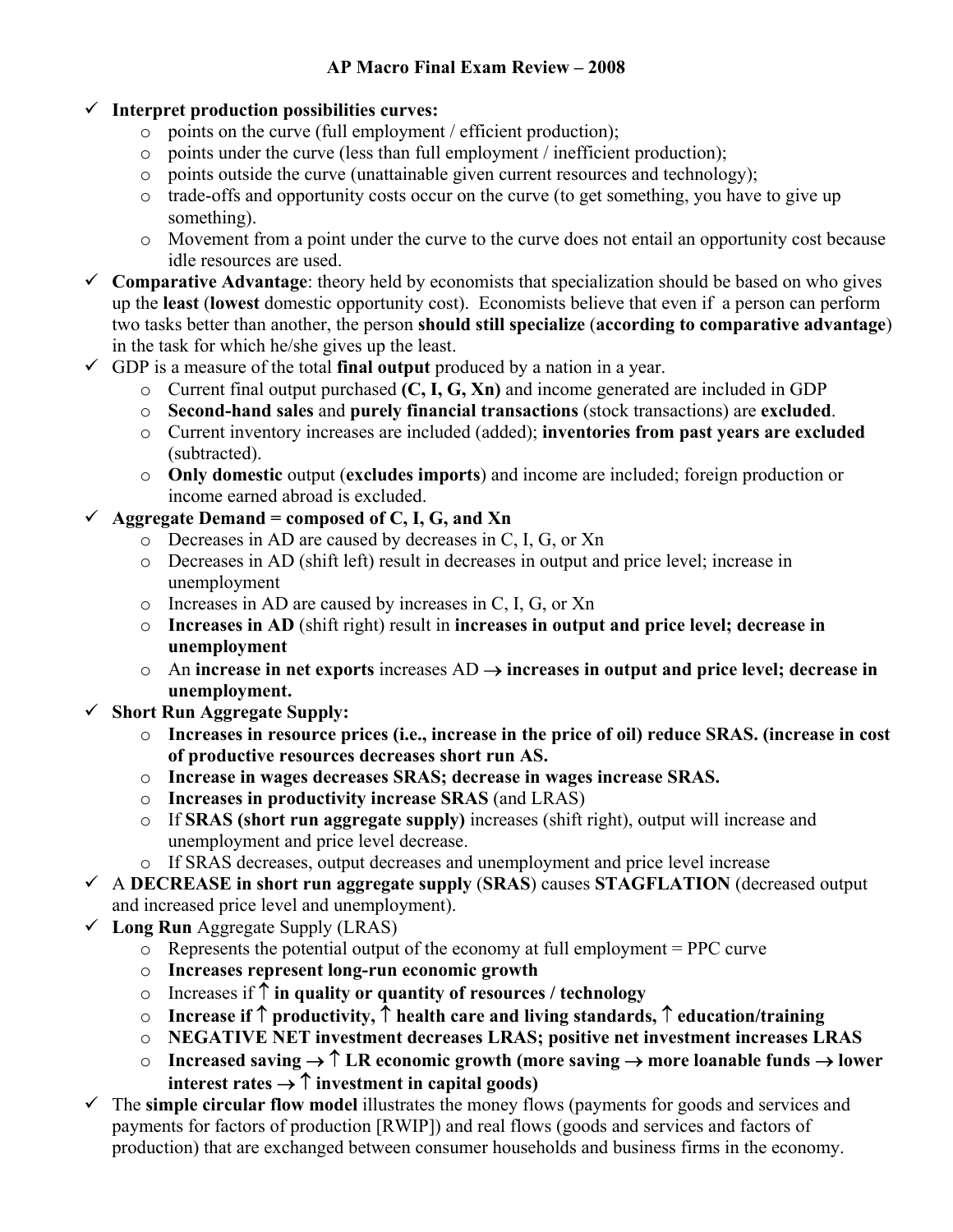# AP Macro Final Exam Review – 2008

- ✓ **Interpret production possibilities curves:**
  - points on the curve (full employment / efficient production);
  - points under the curve (less than full employment / inefficient production);
  - points outside the curve (unattainable given current resources and technology);
  - trade-offs and opportunity costs occur on the curve (to get something, you have to give up something).
  - Movement from a point under the curve to the curve does not entail an opportunity cost because idle resources are used.
- ✓ **Comparative Advantage**: theory held by economists that specialization should be based on who gives up the **least** (**lowest** domestic opportunity cost). Economists believe that even if a person can perform two tasks better than another, the person **should still specialize** (**according to comparative advantage**) in the task for which he/she gives up the least.
- ✓ GDP is a measure of the total **final output** produced by a nation in a year.
  - Current final output purchased **(C, I, G, Xn)** and income generated are included in GDP
  - **Second-hand sales** and **purely financial transactions** (stock transactions) are **excluded**.
  - Current inventory increases are included (added); **inventories from past years are excluded** (subtracted).
  - **Only domestic** output (**excludes imports**) and income are included; foreign production or income earned abroad is excluded.
- ✓ **Aggregate Demand = composed of C, I, G, and Xn**
  - Decreases in AD are caused by decreases in C, I, G, or Xn
  - Decreases in AD (shift left) result in decreases in output and price level; increase in unemployment
  - Increases in AD are caused by increases in C, I, G, or Xn
  - **Increases in AD** (shift right) result in **increases in output and price level; decrease in unemployment**
  - An **increase in net exports** increases AD → **increases in output and price level; decrease in unemployment.**
- ✓ **Short Run Aggregate Supply:**
  - **Increases in resource prices (i.e., increase in the price of oil) reduce SRAS. (increase in cost of productive resources decreases short run AS.**
  - **Increase in wages decreases SRAS; decrease in wages increase SRAS.**
  - **Increases in productivity increase SRAS** (and LRAS)
  - If **SRAS (short run aggregate supply)** increases (shift right), output will increase and unemployment and price level decrease.
  - If SRAS decreases, output decreases and unemployment and price level increase
- ✓ A **DECREASE in short run aggregate supply** (**SRAS**) causes **STAGFLATION** (decreased output and increased price level and unemployment).
- ✓ **Long Run** Aggregate Supply (LRAS)
  - Represents the potential output of the economy at full employment = PPC curve
  - **Increases represent long-run economic growth**
  - Increases if ↑ **in quality or quantity of resources / technology**
  - **Increase if ↑ productivity, ↑ health care and living standards, ↑ education/training**
  - **NEGATIVE NET investment decreases LRAS; positive net investment increases LRAS**
  - **Increased saving → ↑ LR economic growth (more saving → more loanable funds → lower interest rates → ↑ investment in capital goods)**
- ✓ The **simple circular flow model** illustrates the money flows (payments for goods and services and payments for factors of production [RWIP]) and real flows (goods and services and factors of production) that are exchanged between consumer households and business firms in the economy.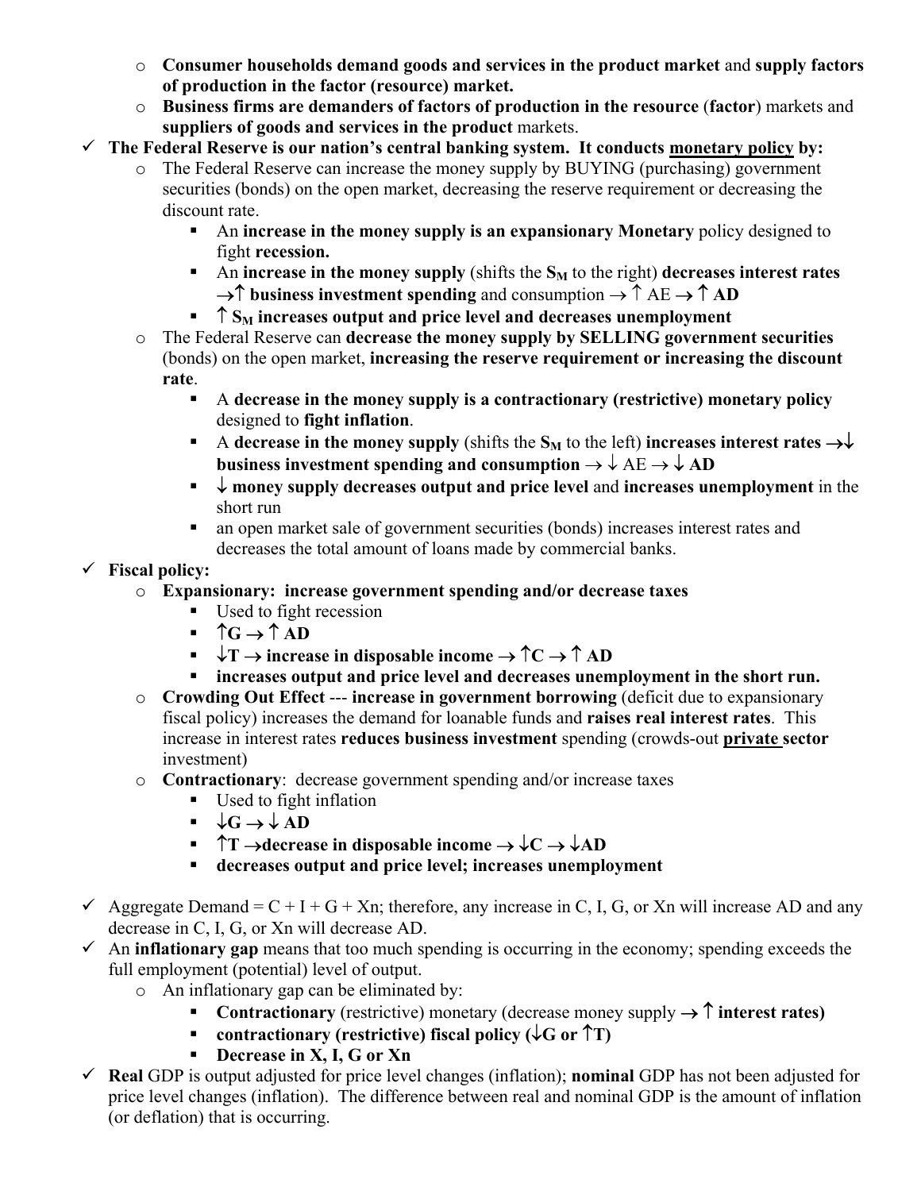- Consumer households demand goods and services in the product market **and supply factors of production in the factor (resource) market.**
  - **Business firms are demanders of factors of production in the resource** (**factor**) markets and **suppliers of goods and services in the product** markets.
- ✓ **The Federal Reserve is our nation's central banking system. It conducts monetary policy by:**
  - The Federal Reserve can increase the money supply by BUYING (purchasing) government securities (bonds) on the open market, decreasing the reserve requirement or decreasing the discount rate.
    - An **increase in the money supply is an expansionary Monetary** policy designed to fight **recession.**
    - An **increase in the money supply** (shifts the $S_M$ to the right) **decreases interest rates** $\rightarrow \uparrow$ **business investment spending** and consumption $\rightarrow \uparrow$ AE $\rightarrow \uparrow$ **AD**
    - $\uparrow S_M$ **increases output and price level and decreases unemployment**
  - The Federal Reserve can **decrease the money supply by SELLING government securities** (bonds) on the open market, **increasing the reserve requirement or increasing the discount rate**.
    - A **decrease in the money supply is a contractionary (restrictive) monetary policy** designed to **fight inflation**.
    - A **decrease in the money supply** (shifts the $S_M$ to the left) **increases interest rates** $\rightarrow \downarrow$ **business investment spending and consumption** $\rightarrow \downarrow$ AE $\rightarrow \downarrow$ **AD**
    - $\downarrow$ **money supply decreases output and price level** and **increases unemployment** in the short run
    - an open market sale of government securities (bonds) increases interest rates and decreases the total amount of loans made by commercial banks.
- ✓ **Fiscal policy:**
  - **Expansionary: increase government spending and/or decrease taxes**
    - Used to fight recession
    - $\uparrow G \rightarrow \uparrow$ **AD**
    - $\downarrow T \rightarrow$ **increase in disposable income** $\rightarrow \uparrow C \rightarrow \uparrow$ **AD**
    - **increases output and price level and decreases unemployment in the short run.**
  - **Crowding Out Effect** --- **increase in government borrowing** (deficit due to expansionary fiscal policy) increases the demand for loanable funds and **raises real interest rates**. This increase in interest rates **reduces business investment** spending (crowds-out **private sector** investment)
  - **Contractionary**: decrease government spending and/or increase taxes
    - Used to fight inflation
    - $\downarrow G \rightarrow \downarrow$ **AD**
    - $\uparrow T \rightarrow$ **decrease in disposable income** $\rightarrow \downarrow C \rightarrow \downarrow$ **AD**
    - **decreases output and price level; increases unemployment**
- ✓ Aggregate Demand = C + I + G + Xn; therefore, any increase in C, I, G, or Xn will increase AD and any decrease in C, I, G, or Xn will decrease AD.
- ✓ An **inflationary gap** means that too much spending is occurring in the economy; spending exceeds the full employment (potential) level of output.
  - An inflationary gap can be eliminated by:
    - **Contractionary** (restrictive) monetary (decrease money supply $\rightarrow \uparrow$ **interest rates)**
    - **contractionary (restrictive) fiscal policy ($\downarrow$G or $\uparrow$T)**
    - **Decrease in X, I, G or Xn**
- ✓ **Real** GDP is output adjusted for price level changes (inflation); **nominal** GDP has not been adjusted for price level changes (inflation). The difference between real and nominal GDP is the amount of inflation (or deflation) that is occurring.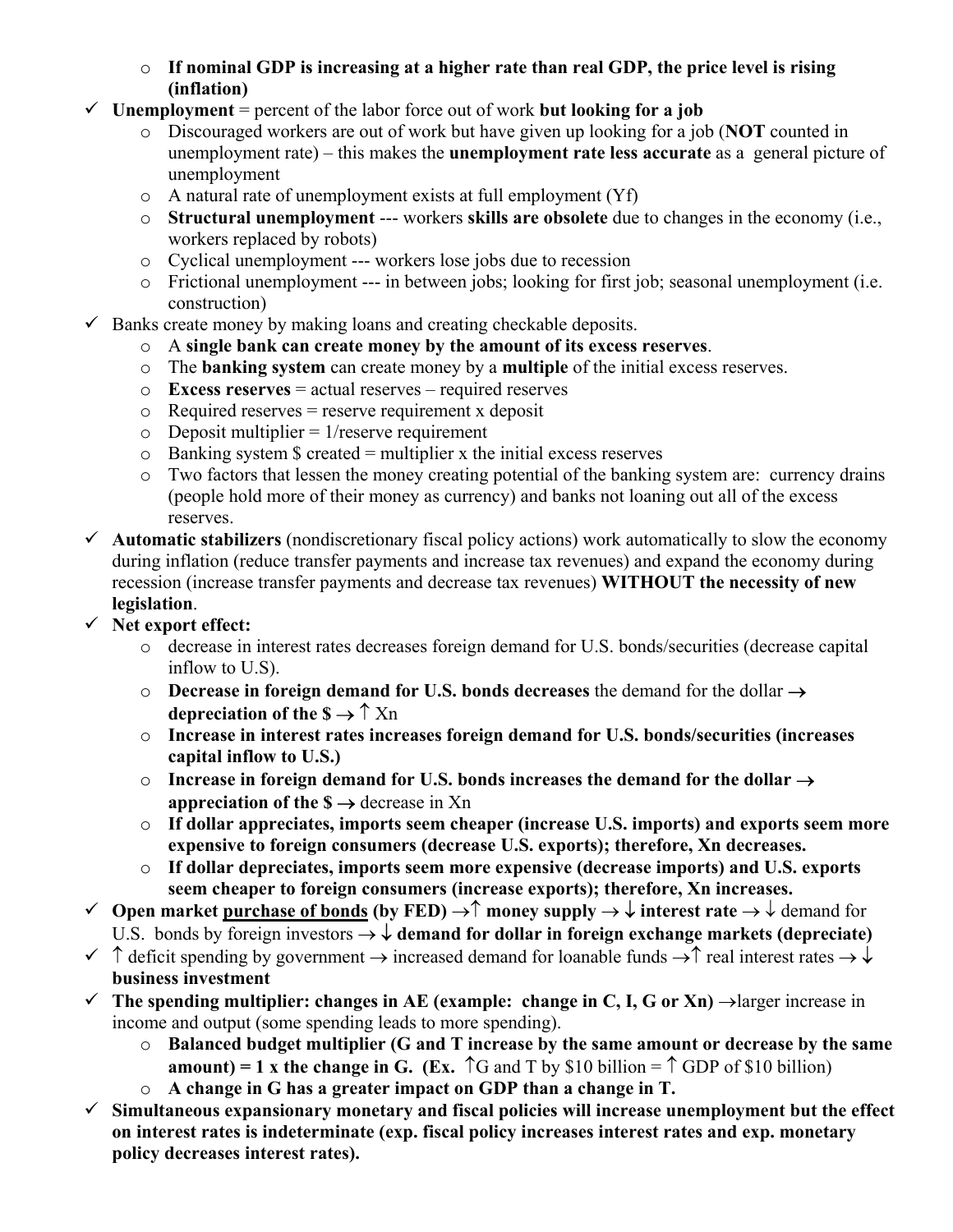- **If nominal GDP is increasing at a higher rate than real GDP, the price level is rising (inflation)**
- ✓ **Unemployment** = percent of the labor force out of work **but looking for a job**
  - Discouraged workers are out of work but have given up looking for a job (**NOT** counted in unemployment rate) – this makes the **unemployment rate less accurate** as a general picture of unemployment
  - A natural rate of unemployment exists at full employment (Yf)
  - **Structural unemployment** --- workers **skills are obsolete** due to changes in the economy (i.e., workers replaced by robots)
  - Cyclical unemployment --- workers lose jobs due to recession
  - Frictional unemployment --- in between jobs; looking for first job; seasonal unemployment (i.e. construction)
- ✓ Banks create money by making loans and creating checkable deposits.
  - A **single bank can create money by the amount of its excess reserves**.
  - The **banking system** can create money by a **multiple** of the initial excess reserves.
  - **Excess reserves** = actual reserves – required reserves
  - Required reserves = reserve requirement x deposit
  - Deposit multiplier = 1/reserve requirement
  - Banking system $ created = multiplier x the initial excess reserves
  - Two factors that lessen the money creating potential of the banking system are: currency drains (people hold more of their money as currency) and banks not loaning out all of the excess reserves.
- ✓ **Automatic stabilizers** (nondiscretionary fiscal policy actions) work automatically to slow the economy during inflation (reduce transfer payments and increase tax revenues) and expand the economy during recession (increase transfer payments and decrease tax revenues) **WITHOUT the necessity of new legislation**.
- ✓ **Net export effect:**
  - decrease in interest rates decreases foreign demand for U.S. bonds/securities (decrease capital inflow to U.S).
  - **Decrease in foreign demand for U.S. bonds decreases** the demand for the dollar → **depreciation of the $ →** ↑ Xn
  - **Increase in interest rates increases foreign demand for U.S. bonds/securities (increases capital inflow to U.S.)**
  - **Increase in foreign demand for U.S. bonds increases the demand for the dollar → appreciation of the $ →** decrease in Xn
  - **If dollar appreciates, imports seem cheaper (increase U.S. imports) and exports seem more expensive to foreign consumers (decrease U.S. exports); therefore, Xn decreases.**
  - **If dollar depreciates, imports seem more expensive (decrease imports) and U.S. exports seem cheaper to foreign consumers (increase exports); therefore, Xn increases.**
- ✓ **Open market <u>purchase of bonds</u> (by FED) →↑ money supply → ↓ interest rate →** ↓ demand for U.S. bonds by foreign investors **→ ↓ demand for dollar in foreign exchange markets (depreciate)**
- ✓ ↑ deficit spending by government → increased demand for loanable funds →↑ real interest rates → ↓ **business investment**
- ✓ **The spending multiplier: changes in AE (example: change in C, I, G or Xn)** →larger increase in income and output (some spending leads to more spending).
  - **Balanced budget multiplier (G and T increase by the same amount or decrease by the same amount) = 1 x the change in G. (Ex.** ↑G and T by $10 billion = ↑ GDP of $10 billion)
  - **A change in G has a greater impact on GDP than a change in T.**
- ✓ **Simultaneous expansionary monetary and fiscal policies will increase unemployment but the effect on interest rates is indeterminate (exp. fiscal policy increases interest rates and exp. monetary policy decreases interest rates).**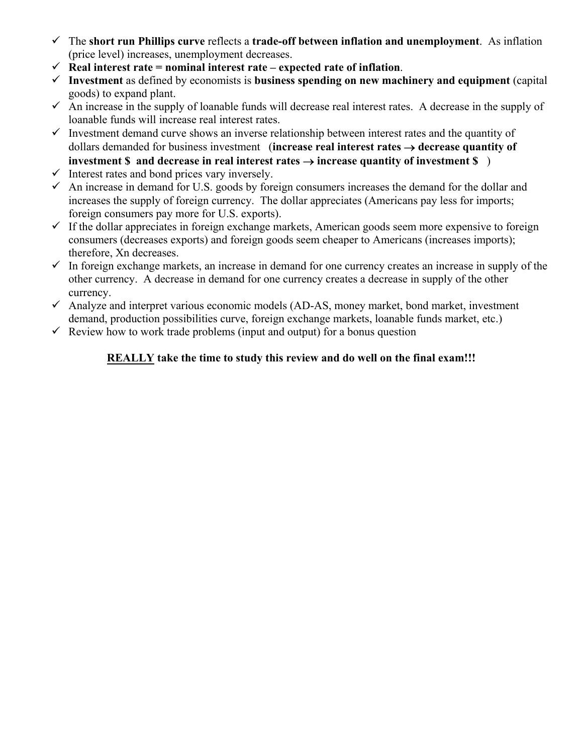- ✓ The **short run Phillips curve** reflects a **trade-off between inflation and unemployment**. As inflation (price level) increases, unemployment decreases.
- ✓ **Real interest rate = nominal interest rate – expected rate of inflation**.
- ✓ **Investment** as defined by economists is **business spending on new machinery and equipment** (capital goods) to expand plant.
- ✓ An increase in the supply of loanable funds will decrease real interest rates. A decrease in the supply of loanable funds will increase real interest rates.
- ✓ Investment demand curve shows an inverse relationship between interest rates and the quantity of dollars demanded for business investment (**increase real interest rates → decrease quantity of investment $ and decrease in real interest rates → increase quantity of investment $** )
- ✓ Interest rates and bond prices vary inversely.
- ✓ An increase in demand for U.S. goods by foreign consumers increases the demand for the dollar and increases the supply of foreign currency. The dollar appreciates (Americans pay less for imports; foreign consumers pay more for U.S. exports).
- ✓ If the dollar appreciates in foreign exchange markets, American goods seem more expensive to foreign consumers (decreases exports) and foreign goods seem cheaper to Americans (increases imports); therefore, Xn decreases.
- ✓ In foreign exchange markets, an increase in demand for one currency creates an increase in supply of the other currency. A decrease in demand for one currency creates a decrease in supply of the other currency.
- ✓ Analyze and interpret various economic models (AD-AS, money market, bond market, investment demand, production possibilities curve, foreign exchange markets, loanable funds market, etc.)
- ✓ Review how to work trade problems (input and output) for a bonus question

**<u>REALLY</u> take the time to study this review and do well on the final exam!!!**